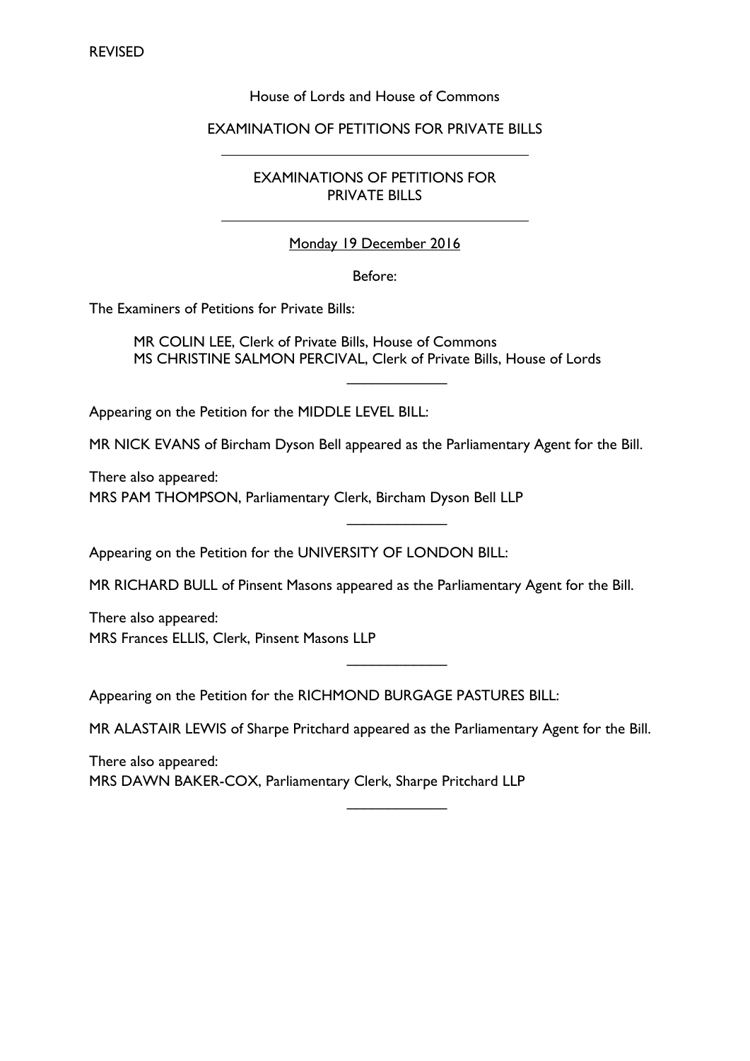REVISED

House of Lords and House of Commons

EXAMINATION OF PETITIONS FOR PRIVATE BILLS

---

EXAMINATIONS OF PETITIONS FOR PRIVATE BILLS

---

Monday 19 December 2016

Before:

The Examiners of Petitions for Private Bills:

MR COLIN LEE, Clerk of Private Bills, House of Commons
MS CHRISTINE SALMON PERCIVAL, Clerk of Private Bills, House of Lords

---

Appearing on the Petition for the MIDDLE LEVEL BILL:

MR NICK EVANS of Bircham Dyson Bell appeared as the Parliamentary Agent for the Bill.

There also appeared:
MRS PAM THOMPSON, Parliamentary Clerk, Bircham Dyson Bell LLP

---

Appearing on the Petition for the UNIVERSITY OF LONDON BILL:

MR RICHARD BULL of Pinsent Masons appeared as the Parliamentary Agent for the Bill.

There also appeared:
MRS Frances ELLIS, Clerk, Pinsent Masons LLP

---

Appearing on the Petition for the RICHMOND BURGAGE PASTURES BILL:

MR ALASTAIR LEWIS of Sharpe Pritchard appeared as the Parliamentary Agent for the Bill.

There also appeared:
MRS DAWN BAKER-COX, Parliamentary Clerk, Sharpe Pritchard LLP

---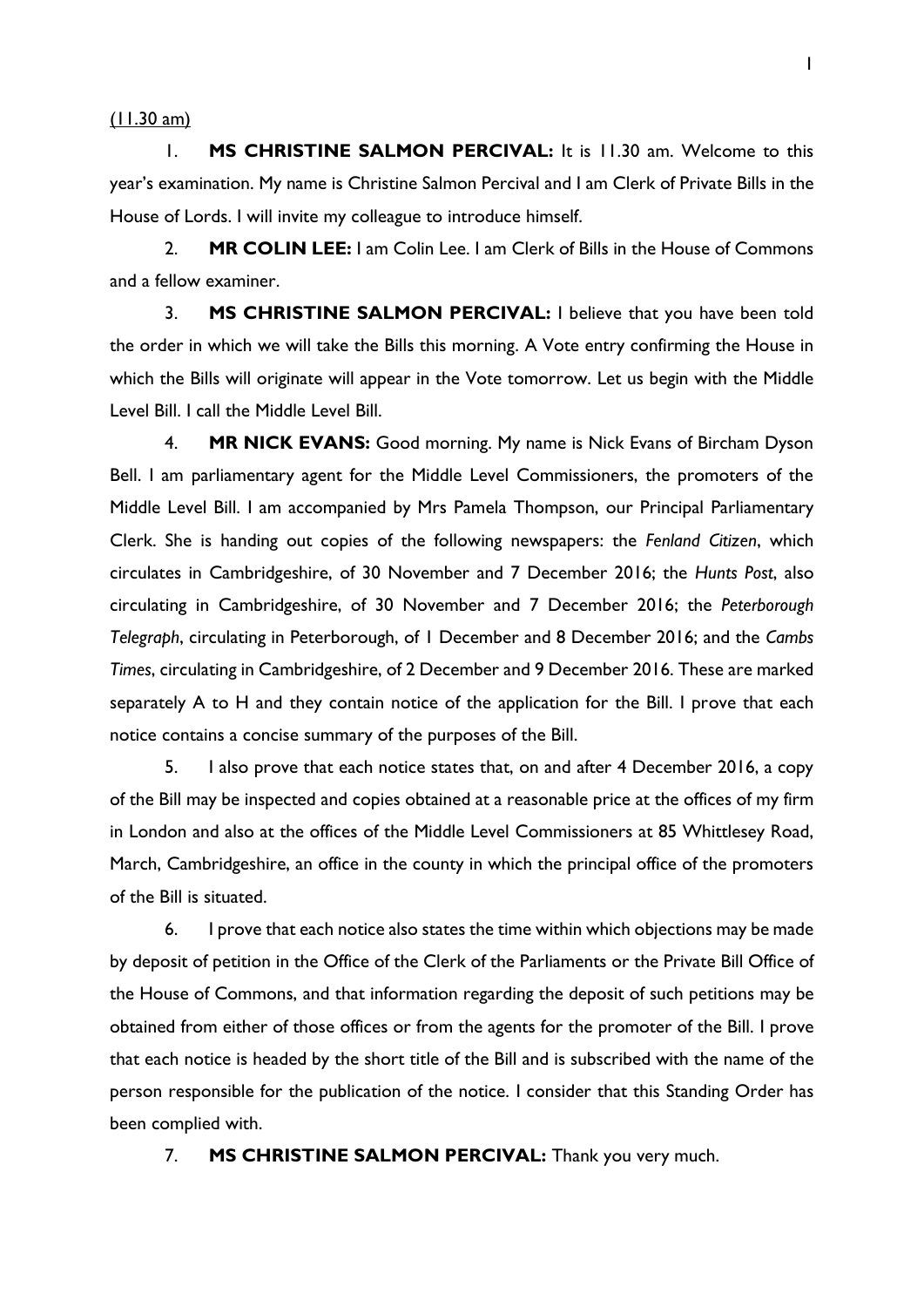(11.30 am)

1. **MS CHRISTINE SALMON PERCIVAL:** It is 11.30 am. Welcome to this year's examination. My name is Christine Salmon Percival and I am Clerk of Private Bills in the House of Lords. I will invite my colleague to introduce himself.

2. **MR COLIN LEE:** I am Colin Lee. I am Clerk of Bills in the House of Commons and a fellow examiner.

3. **MS CHRISTINE SALMON PERCIVAL:** I believe that you have been told the order in which we will take the Bills this morning. A Vote entry confirming the House in which the Bills will originate will appear in the Vote tomorrow. Let us begin with the Middle Level Bill. I call the Middle Level Bill.

4. **MR NICK EVANS:** Good morning. My name is Nick Evans of Bircham Dyson Bell. I am parliamentary agent for the Middle Level Commissioners, the promoters of the Middle Level Bill. I am accompanied by Mrs Pamela Thompson, our Principal Parliamentary Clerk. She is handing out copies of the following newspapers: the *Fenland Citizen*, which circulates in Cambridgeshire, of 30 November and 7 December 2016; the *Hunts Post*, also circulating in Cambridgeshire, of 30 November and 7 December 2016; the *Peterborough Telegraph*, circulating in Peterborough, of 1 December and 8 December 2016; and the *Cambs Times*, circulating in Cambridgeshire, of 2 December and 9 December 2016. These are marked separately A to H and they contain notice of the application for the Bill. I prove that each notice contains a concise summary of the purposes of the Bill.

5. I also prove that each notice states that, on and after 4 December 2016, a copy of the Bill may be inspected and copies obtained at a reasonable price at the offices of my firm in London and also at the offices of the Middle Level Commissioners at 85 Whittlesey Road, March, Cambridgeshire, an office in the county in which the principal office of the promoters of the Bill is situated.

6. I prove that each notice also states the time within which objections may be made by deposit of petition in the Office of the Clerk of the Parliaments or the Private Bill Office of the House of Commons, and that information regarding the deposit of such petitions may be obtained from either of those offices or from the agents for the promoter of the Bill. I prove that each notice is headed by the short title of the Bill and is subscribed with the name of the person responsible for the publication of the notice. I consider that this Standing Order has been complied with.

7. **MS CHRISTINE SALMON PERCIVAL:** Thank you very much.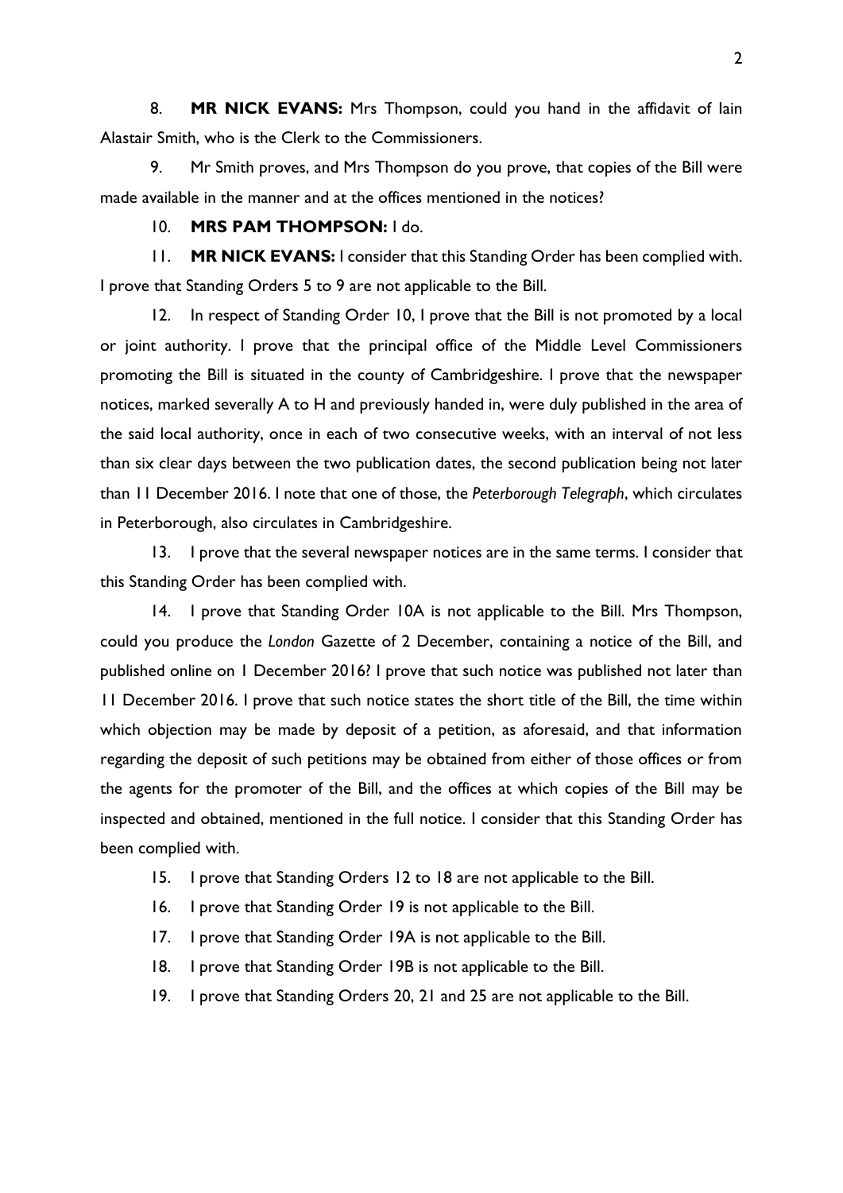8. **MR NICK EVANS:** Mrs Thompson, could you hand in the affidavit of Iain Alastair Smith, who is the Clerk to the Commissioners.

9. Mr Smith proves, and Mrs Thompson do you prove, that copies of the Bill were made available in the manner and at the offices mentioned in the notices?

10. **MRS PAM THOMPSON:** I do.

11. **MR NICK EVANS:** I consider that this Standing Order has been complied with. I prove that Standing Orders 5 to 9 are not applicable to the Bill.

12. In respect of Standing Order 10, I prove that the Bill is not promoted by a local or joint authority. I prove that the principal office of the Middle Level Commissioners promoting the Bill is situated in the county of Cambridgeshire. I prove that the newspaper notices, marked severally A to H and previously handed in, were duly published in the area of the said local authority, once in each of two consecutive weeks, with an interval of not less than six clear days between the two publication dates, the second publication being not later than 11 December 2016. I note that one of those, the *Peterborough Telegraph*, which circulates in Peterborough, also circulates in Cambridgeshire.

13. I prove that the several newspaper notices are in the same terms. I consider that this Standing Order has been complied with.

14. I prove that Standing Order 10A is not applicable to the Bill. Mrs Thompson, could you produce the *London* Gazette of 2 December, containing a notice of the Bill, and published online on 1 December 2016? I prove that such notice was published not later than 11 December 2016. I prove that such notice states the short title of the Bill, the time within which objection may be made by deposit of a petition, as aforesaid, and that information regarding the deposit of such petitions may be obtained from either of those offices or from the agents for the promoter of the Bill, and the offices at which copies of the Bill may be inspected and obtained, mentioned in the full notice. I consider that this Standing Order has been complied with.

15. I prove that Standing Orders 12 to 18 are not applicable to the Bill.

16. I prove that Standing Order 19 is not applicable to the Bill.

17. I prove that Standing Order 19A is not applicable to the Bill.

18. I prove that Standing Order 19B is not applicable to the Bill.

19. I prove that Standing Orders 20, 21 and 25 are not applicable to the Bill.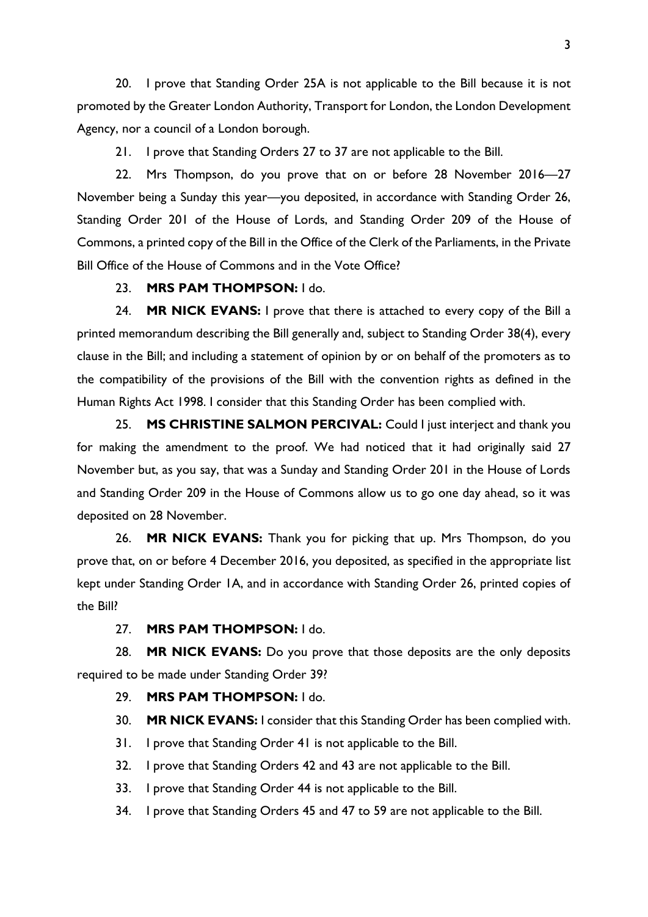20. I prove that Standing Order 25A is not applicable to the Bill because it is not promoted by the Greater London Authority, Transport for London, the London Development Agency, nor a council of a London borough.

21. I prove that Standing Orders 27 to 37 are not applicable to the Bill.

22. Mrs Thompson, do you prove that on or before 28 November 2016—27 November being a Sunday this year—you deposited, in accordance with Standing Order 26, Standing Order 201 of the House of Lords, and Standing Order 209 of the House of Commons, a printed copy of the Bill in the Office of the Clerk of the Parliaments, in the Private Bill Office of the House of Commons and in the Vote Office?

23. **MRS PAM THOMPSON:** I do.

24. **MR NICK EVANS:** I prove that there is attached to every copy of the Bill a printed memorandum describing the Bill generally and, subject to Standing Order 38(4), every clause in the Bill; and including a statement of opinion by or on behalf of the promoters as to the compatibility of the provisions of the Bill with the convention rights as defined in the Human Rights Act 1998. I consider that this Standing Order has been complied with.

25. **MS CHRISTINE SALMON PERCIVAL:** Could I just interject and thank you for making the amendment to the proof. We had noticed that it had originally said 27 November but, as you say, that was a Sunday and Standing Order 201 in the House of Lords and Standing Order 209 in the House of Commons allow us to go one day ahead, so it was deposited on 28 November.

26. **MR NICK EVANS:** Thank you for picking that up. Mrs Thompson, do you prove that, on or before 4 December 2016, you deposited, as specified in the appropriate list kept under Standing Order 1A, and in accordance with Standing Order 26, printed copies of the Bill?

27. **MRS PAM THOMPSON:** I do.

28. **MR NICK EVANS:** Do you prove that those deposits are the only deposits required to be made under Standing Order 39?

29. **MRS PAM THOMPSON:** I do.

30. **MR NICK EVANS:** I consider that this Standing Order has been complied with.

31. I prove that Standing Order 41 is not applicable to the Bill.

32. I prove that Standing Orders 42 and 43 are not applicable to the Bill.

33. I prove that Standing Order 44 is not applicable to the Bill.

34. I prove that Standing Orders 45 and 47 to 59 are not applicable to the Bill.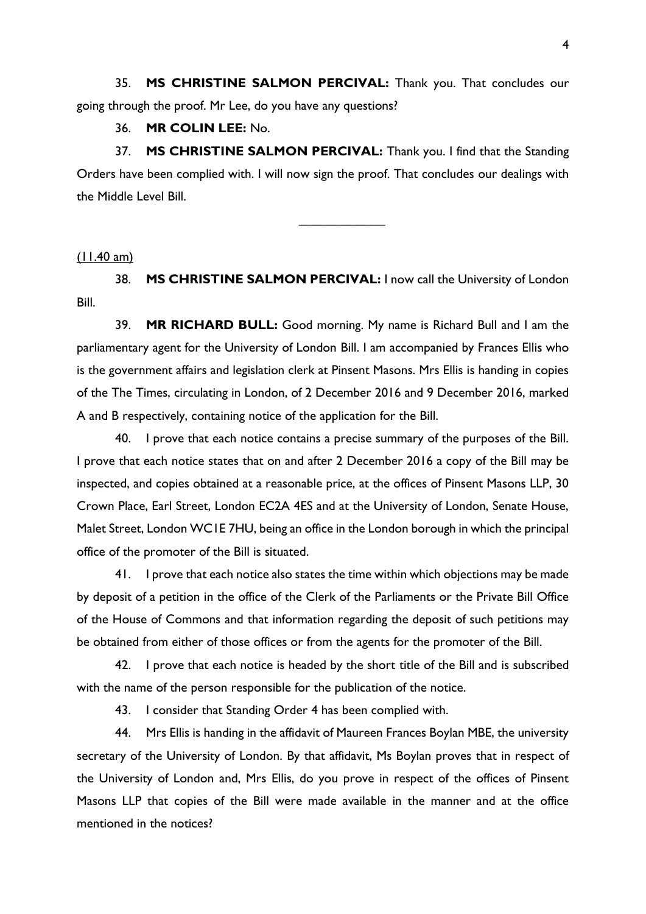35. **MS CHRISTINE SALMON PERCIVAL:** Thank you. That concludes our going through the proof. Mr Lee, do you have any questions?

36. **MR COLIN LEE:** No.

37. **MS CHRISTINE SALMON PERCIVAL:** Thank you. I find that the Standing Orders have been complied with. I will now sign the proof. That concludes our dealings with the Middle Level Bill.

---

(11.40 am)

38. **MS CHRISTINE SALMON PERCIVAL:** I now call the University of London Bill.

39. **MR RICHARD BULL:** Good morning. My name is Richard Bull and I am the parliamentary agent for the University of London Bill. I am accompanied by Frances Ellis who is the government affairs and legislation clerk at Pinsent Masons. Mrs Ellis is handing in copies of the The Times, circulating in London, of 2 December 2016 and 9 December 2016, marked A and B respectively, containing notice of the application for the Bill.

40. I prove that each notice contains a precise summary of the purposes of the Bill. I prove that each notice states that on and after 2 December 2016 a copy of the Bill may be inspected, and copies obtained at a reasonable price, at the offices of Pinsent Masons LLP, 30 Crown Place, Earl Street, London EC2A 4ES and at the University of London, Senate House, Malet Street, London WC1E 7HU, being an office in the London borough in which the principal office of the promoter of the Bill is situated.

41. I prove that each notice also states the time within which objections may be made by deposit of a petition in the office of the Clerk of the Parliaments or the Private Bill Office of the House of Commons and that information regarding the deposit of such petitions may be obtained from either of those offices or from the agents for the promoter of the Bill.

42. I prove that each notice is headed by the short title of the Bill and is subscribed with the name of the person responsible for the publication of the notice.

43. I consider that Standing Order 4 has been complied with.

44. Mrs Ellis is handing in the affidavit of Maureen Frances Boylan MBE, the university secretary of the University of London. By that affidavit, Ms Boylan proves that in respect of the University of London and, Mrs Ellis, do you prove in respect of the offices of Pinsent Masons LLP that copies of the Bill were made available in the manner and at the office mentioned in the notices?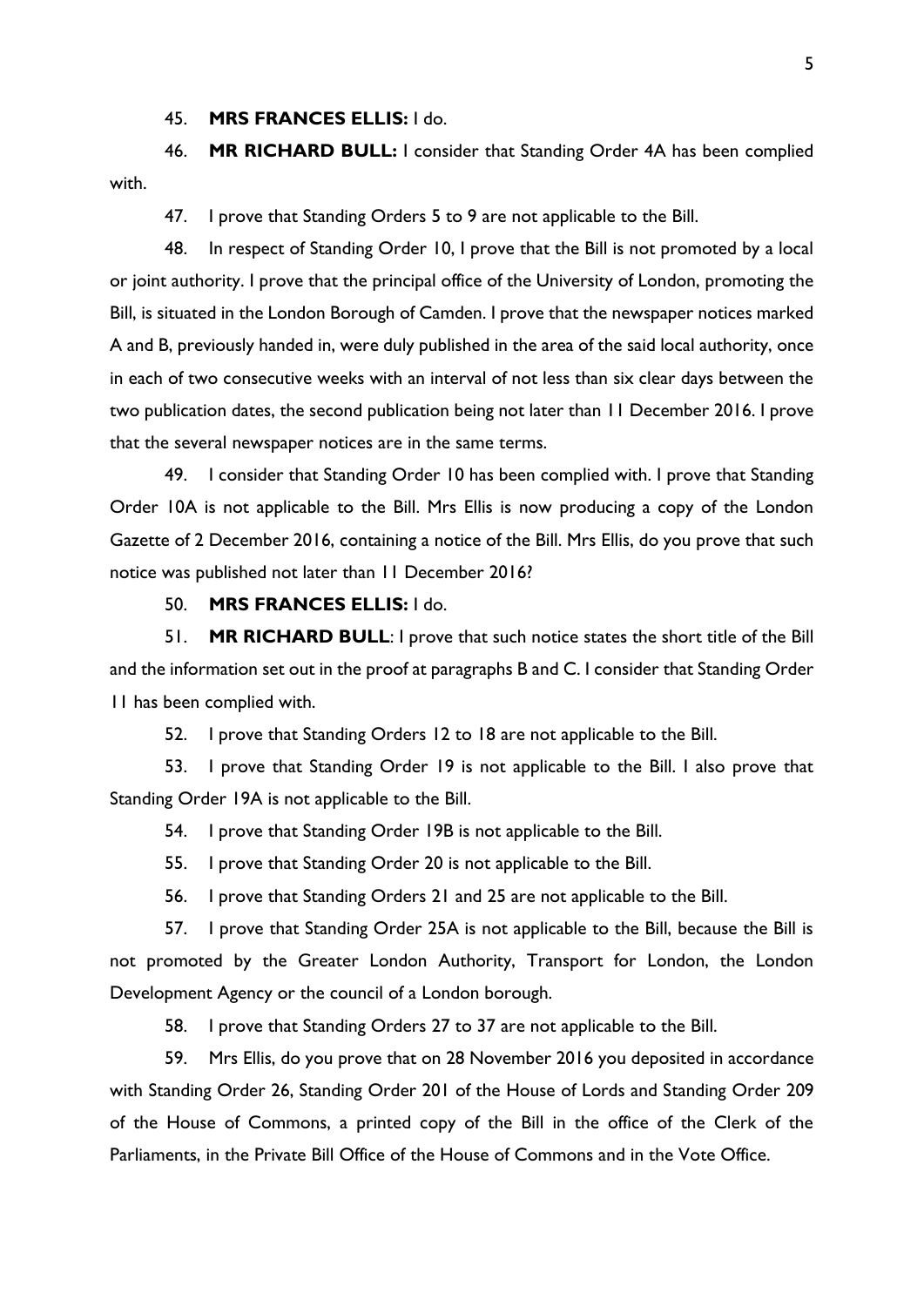45. **MRS FRANCES ELLIS:** I do.

46. **MR RICHARD BULL:** I consider that Standing Order 4A has been complied with.

47. I prove that Standing Orders 5 to 9 are not applicable to the Bill.

48. In respect of Standing Order 10, I prove that the Bill is not promoted by a local or joint authority. I prove that the principal office of the University of London, promoting the Bill, is situated in the London Borough of Camden. I prove that the newspaper notices marked A and B, previously handed in, were duly published in the area of the said local authority, once in each of two consecutive weeks with an interval of not less than six clear days between the two publication dates, the second publication being not later than 11 December 2016. I prove that the several newspaper notices are in the same terms.

49. I consider that Standing Order 10 has been complied with. I prove that Standing Order 10A is not applicable to the Bill. Mrs Ellis is now producing a copy of the London Gazette of 2 December 2016, containing a notice of the Bill. Mrs Ellis, do you prove that such notice was published not later than 11 December 2016?

50. **MRS FRANCES ELLIS:** I do.

51. **MR RICHARD BULL**: I prove that such notice states the short title of the Bill and the information set out in the proof at paragraphs B and C. I consider that Standing Order 11 has been complied with.

52. I prove that Standing Orders 12 to 18 are not applicable to the Bill.

53. I prove that Standing Order 19 is not applicable to the Bill. I also prove that Standing Order 19A is not applicable to the Bill.

54. I prove that Standing Order 19B is not applicable to the Bill.

55. I prove that Standing Order 20 is not applicable to the Bill.

56. I prove that Standing Orders 21 and 25 are not applicable to the Bill.

57. I prove that Standing Order 25A is not applicable to the Bill, because the Bill is not promoted by the Greater London Authority, Transport for London, the London Development Agency or the council of a London borough.

58. I prove that Standing Orders 27 to 37 are not applicable to the Bill.

59. Mrs Ellis, do you prove that on 28 November 2016 you deposited in accordance with Standing Order 26, Standing Order 201 of the House of Lords and Standing Order 209 of the House of Commons, a printed copy of the Bill in the office of the Clerk of the Parliaments, in the Private Bill Office of the House of Commons and in the Vote Office.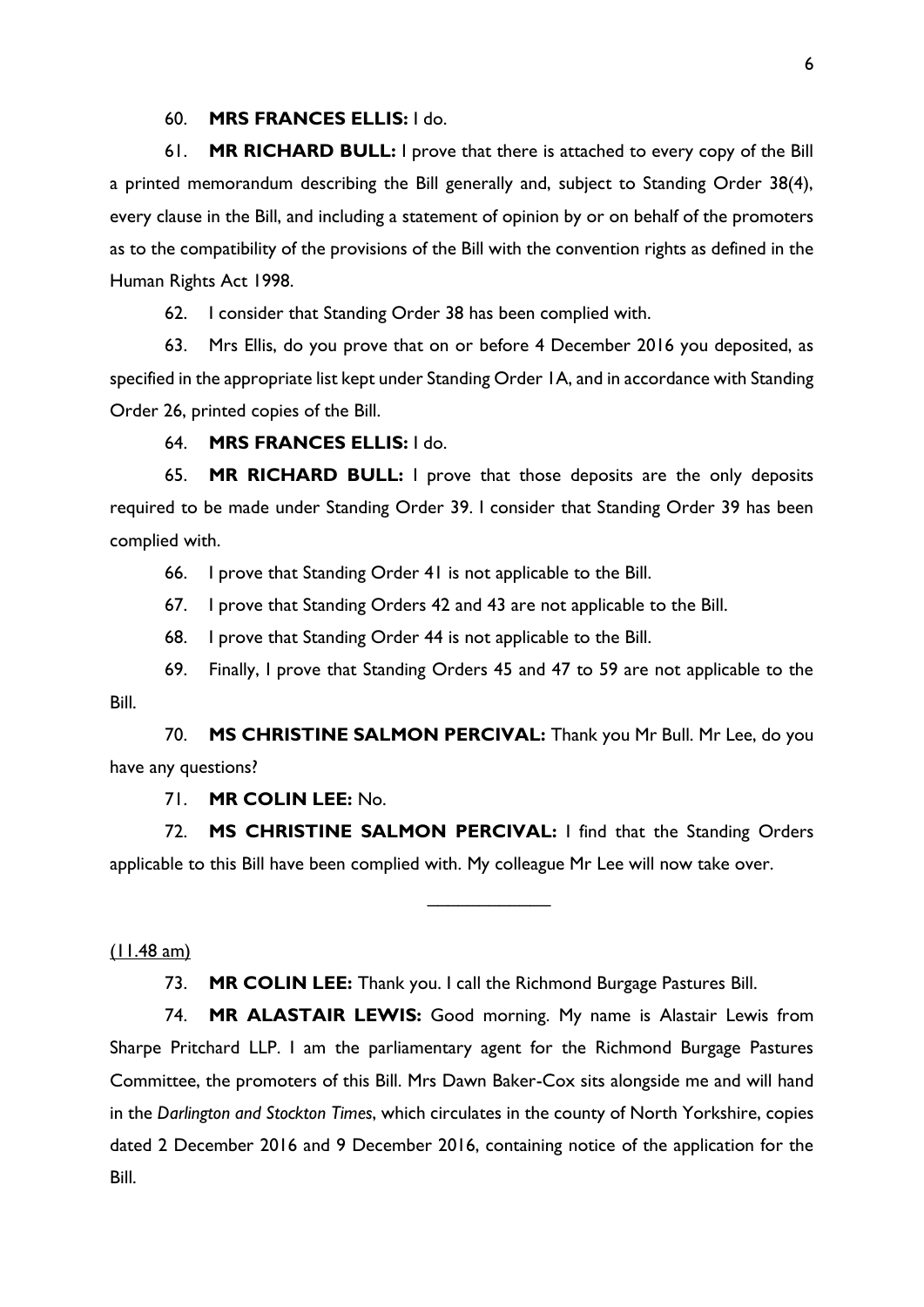60. **MRS FRANCES ELLIS:** I do.

61. **MR RICHARD BULL:** I prove that there is attached to every copy of the Bill a printed memorandum describing the Bill generally and, subject to Standing Order 38(4), every clause in the Bill, and including a statement of opinion by or on behalf of the promoters as to the compatibility of the provisions of the Bill with the convention rights as defined in the Human Rights Act 1998.

62. I consider that Standing Order 38 has been complied with.

63. Mrs Ellis, do you prove that on or before 4 December 2016 you deposited, as specified in the appropriate list kept under Standing Order 1A, and in accordance with Standing Order 26, printed copies of the Bill.

64. **MRS FRANCES ELLIS:** I do.

65. **MR RICHARD BULL:** I prove that those deposits are the only deposits required to be made under Standing Order 39. I consider that Standing Order 39 has been complied with.

66. I prove that Standing Order 41 is not applicable to the Bill.

67. I prove that Standing Orders 42 and 43 are not applicable to the Bill.

68. I prove that Standing Order 44 is not applicable to the Bill.

69. Finally, I prove that Standing Orders 45 and 47 to 59 are not applicable to the Bill.

70. **MS CHRISTINE SALMON PERCIVAL:** Thank you Mr Bull. Mr Lee, do you have any questions?

71. **MR COLIN LEE:** No.

72. **MS CHRISTINE SALMON PERCIVAL:** I find that the Standing Orders applicable to this Bill have been complied with. My colleague Mr Lee will now take over.

---

(11.48 am)

73. **MR COLIN LEE:** Thank you. I call the Richmond Burgage Pastures Bill.

74. **MR ALASTAIR LEWIS:** Good morning. My name is Alastair Lewis from Sharpe Pritchard LLP. I am the parliamentary agent for the Richmond Burgage Pastures Committee, the promoters of this Bill. Mrs Dawn Baker-Cox sits alongside me and will hand in the *Darlington and Stockton Times*, which circulates in the county of North Yorkshire, copies dated 2 December 2016 and 9 December 2016, containing notice of the application for the Bill.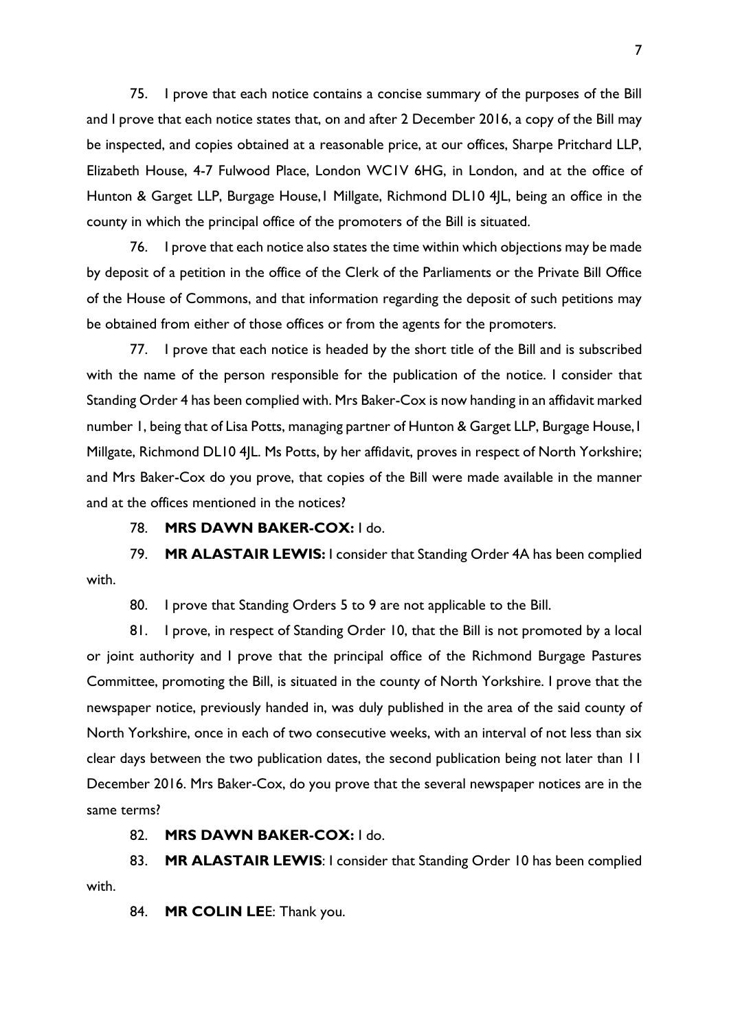75. I prove that each notice contains a concise summary of the purposes of the Bill and I prove that each notice states that, on and after 2 December 2016, a copy of the Bill may be inspected, and copies obtained at a reasonable price, at our offices, Sharpe Pritchard LLP, Elizabeth House, 4-7 Fulwood Place, London WC1V 6HG, in London, and at the office of Hunton & Garget LLP, Burgage House,1 Millgate, Richmond DL10 4JL, being an office in the county in which the principal office of the promoters of the Bill is situated.

76. I prove that each notice also states the time within which objections may be made by deposit of a petition in the office of the Clerk of the Parliaments or the Private Bill Office of the House of Commons, and that information regarding the deposit of such petitions may be obtained from either of those offices or from the agents for the promoters.

77. I prove that each notice is headed by the short title of the Bill and is subscribed with the name of the person responsible for the publication of the notice. I consider that Standing Order 4 has been complied with. Mrs Baker-Cox is now handing in an affidavit marked number 1, being that of Lisa Potts, managing partner of Hunton & Garget LLP, Burgage House,1 Millgate, Richmond DL10 4JL. Ms Potts, by her affidavit, proves in respect of North Yorkshire; and Mrs Baker-Cox do you prove, that copies of the Bill were made available in the manner and at the offices mentioned in the notices?

78. **MRS DAWN BAKER-COX:** I do.

79. **MR ALASTAIR LEWIS:** I consider that Standing Order 4A has been complied with.

80. I prove that Standing Orders 5 to 9 are not applicable to the Bill.

81. I prove, in respect of Standing Order 10, that the Bill is not promoted by a local or joint authority and I prove that the principal office of the Richmond Burgage Pastures Committee, promoting the Bill, is situated in the county of North Yorkshire. I prove that the newspaper notice, previously handed in, was duly published in the area of the said county of North Yorkshire, once in each of two consecutive weeks, with an interval of not less than six clear days between the two publication dates, the second publication being not later than 11 December 2016. Mrs Baker-Cox, do you prove that the several newspaper notices are in the same terms?

82. **MRS DAWN BAKER-COX:** I do.

83. **MR ALASTAIR LEWIS**: I consider that Standing Order 10 has been complied with.

84. **MR COLIN LEE**: Thank you.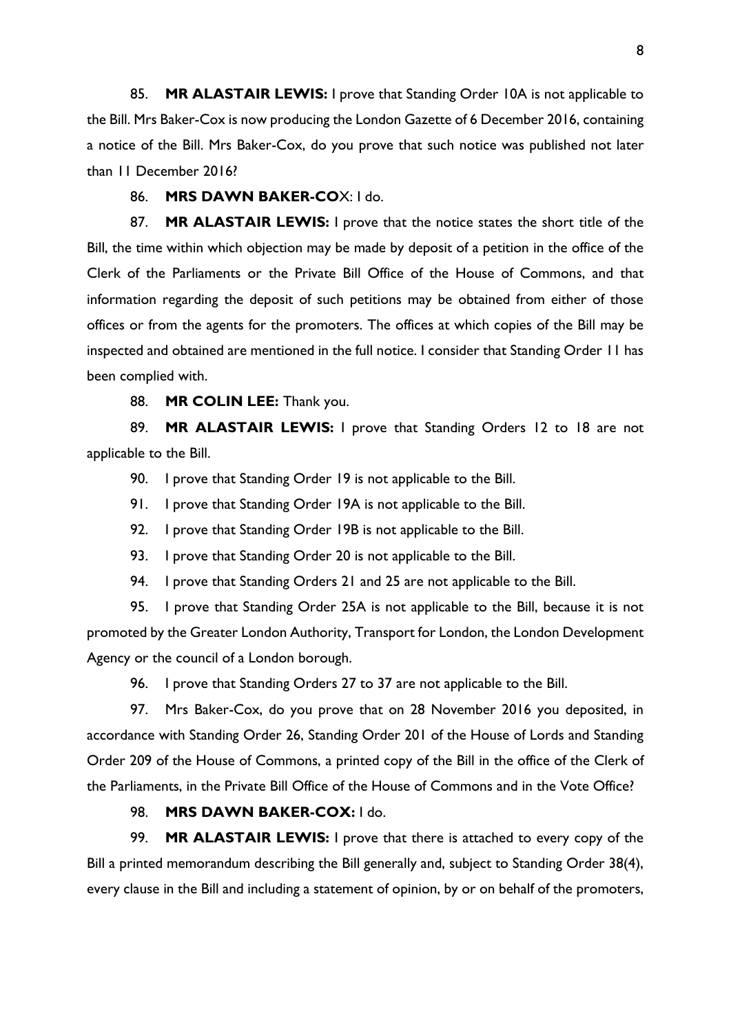85. **MR ALASTAIR LEWIS:** I prove that Standing Order 10A is not applicable to the Bill. Mrs Baker-Cox is now producing the London Gazette of 6 December 2016, containing a notice of the Bill. Mrs Baker-Cox, do you prove that such notice was published not later than 11 December 2016?

86. **MRS DAWN BAKER-CO**X: I do.

87. **MR ALASTAIR LEWIS:** I prove that the notice states the short title of the Bill, the time within which objection may be made by deposit of a petition in the office of the Clerk of the Parliaments or the Private Bill Office of the House of Commons, and that information regarding the deposit of such petitions may be obtained from either of those offices or from the agents for the promoters. The offices at which copies of the Bill may be inspected and obtained are mentioned in the full notice. I consider that Standing Order 11 has been complied with.

88. **MR COLIN LEE:** Thank you.

89. **MR ALASTAIR LEWIS:** I prove that Standing Orders 12 to 18 are not applicable to the Bill.

90. I prove that Standing Order 19 is not applicable to the Bill.

91. I prove that Standing Order 19A is not applicable to the Bill.

92. I prove that Standing Order 19B is not applicable to the Bill.

93. I prove that Standing Order 20 is not applicable to the Bill.

94. I prove that Standing Orders 21 and 25 are not applicable to the Bill.

95. I prove that Standing Order 25A is not applicable to the Bill, because it is not promoted by the Greater London Authority, Transport for London, the London Development Agency or the council of a London borough.

96. I prove that Standing Orders 27 to 37 are not applicable to the Bill.

97. Mrs Baker-Cox, do you prove that on 28 November 2016 you deposited, in accordance with Standing Order 26, Standing Order 201 of the House of Lords and Standing Order 209 of the House of Commons, a printed copy of the Bill in the office of the Clerk of the Parliaments, in the Private Bill Office of the House of Commons and in the Vote Office?

98. **MRS DAWN BAKER-COX:** I do.

99. **MR ALASTAIR LEWIS:** I prove that there is attached to every copy of the Bill a printed memorandum describing the Bill generally and, subject to Standing Order 38(4), every clause in the Bill and including a statement of opinion, by or on behalf of the promoters,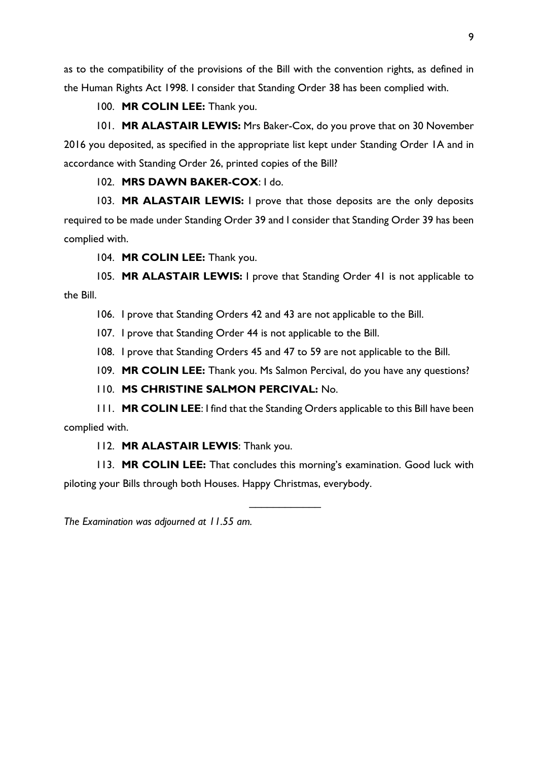as to the compatibility of the provisions of the Bill with the convention rights, as defined in the Human Rights Act 1998. I consider that Standing Order 38 has been complied with.

100. **MR COLIN LEE:** Thank you.

101. **MR ALASTAIR LEWIS:** Mrs Baker-Cox, do you prove that on 30 November 2016 you deposited, as specified in the appropriate list kept under Standing Order 1A and in accordance with Standing Order 26, printed copies of the Bill?

102. **MRS DAWN BAKER-COX**: I do.

103. **MR ALASTAIR LEWIS:** I prove that those deposits are the only deposits required to be made under Standing Order 39 and I consider that Standing Order 39 has been complied with.

104. **MR COLIN LEE:** Thank you.

105. **MR ALASTAIR LEWIS:** I prove that Standing Order 41 is not applicable to the Bill.

106. I prove that Standing Orders 42 and 43 are not applicable to the Bill.

107. I prove that Standing Order 44 is not applicable to the Bill.

108. I prove that Standing Orders 45 and 47 to 59 are not applicable to the Bill.

109. **MR COLIN LEE:** Thank you. Ms Salmon Percival, do you have any questions?

110. **MS CHRISTINE SALMON PERCIVAL:** No.

111. **MR COLIN LEE**: I find that the Standing Orders applicable to this Bill have been complied with.

112. **MR ALASTAIR LEWIS**: Thank you.

113. **MR COLIN LEE:** That concludes this morning's examination. Good luck with piloting your Bills through both Houses. Happy Christmas, everybody.

---

*The Examination was adjourned at 11.55 am.*